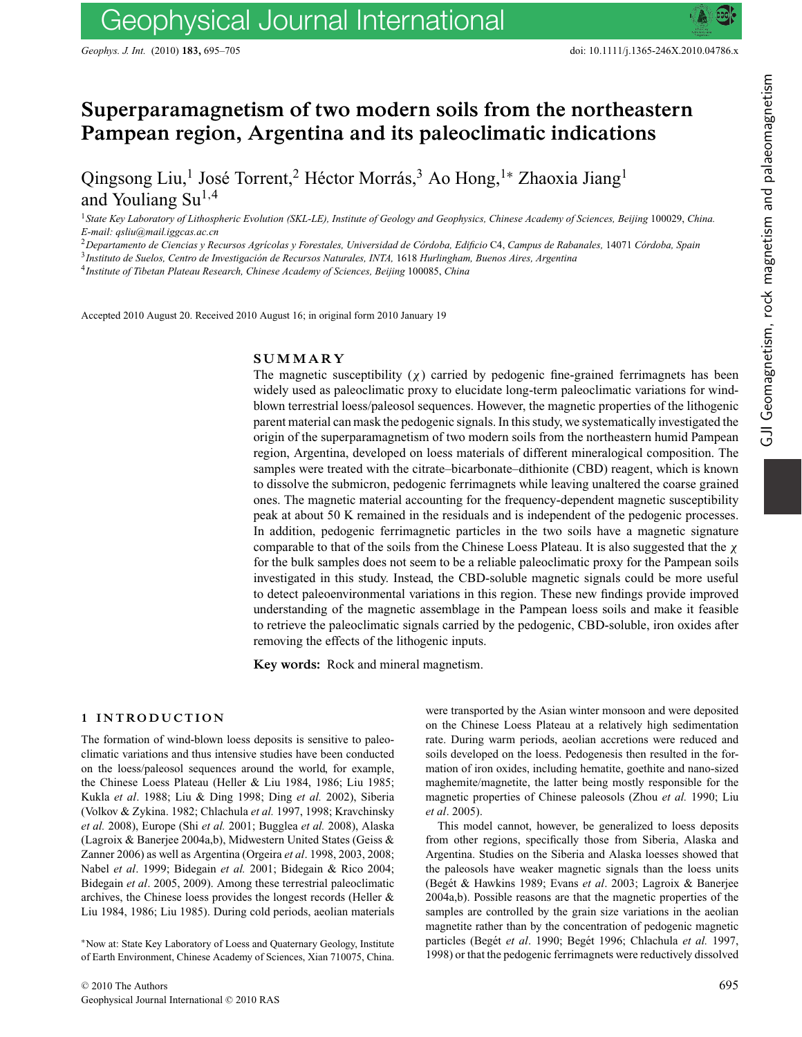# Superparamagnetism of two modern soils from the northeastern Pampean region, Argentina and its paleoclimatic indications

Qingsong Liu,[1] José Torrent,[2] Héctor Morrás,[3] Ao Hong,[1]* Zhaoxia Jiang[1] and Youliang Su[1,4]

[1] *State Key Laboratory of Lithospheric Evolution (SKL-LE), Institute of Geology and Geophysics, Chinese Academy of Sciences, Beijing* 100029, *China. E-mail: qsliu@mail.iggcas.ac.cn*

[2] *Departamento de Ciencias y Recursos Agrícolas y Forestales, Universidad de Córdoba, Edificio* C4, *Campus de Rabanales,* 14071 *Córdoba, Spain*

[3] *Instituto de Suelos, Centro de Investigación de Recursos Naturales, INTA,* 1618 *Hurlingham, Buenos Aires, Argentina*

[4] *Institute of Tibetan Plateau Research, Chinese Academy of Sciences, Beijing* 100085, *China*

Accepted 2010 August 20. Received 2010 August 16; in original form 2010 January 19

## SUMMARY

The magnetic susceptibility ($\chi$) carried by pedogenic fine-grained ferrimagnets has been widely used as paleoclimatic proxy to elucidate long-term paleoclimatic variations for wind-blown terrestrial loess/paleosol sequences. However, the magnetic properties of the lithogenic parent material can mask the pedogenic signals. In this study, we systematically investigated the origin of the superparamagnetism of two modern soils from the northeastern humid Pampean region, Argentina, developed on loess materials of different mineralogical composition. The samples were treated with the citrate–bicarbonate–dithionite (CBD) reagent, which is known to dissolve the submicron, pedogenic ferrimagnets while leaving unaltered the coarse grained ones. The magnetic material accounting for the frequency-dependent magnetic susceptibility peak at about 50 K remained in the residuals and is independent of the pedogenic processes. In addition, pedogenic ferrimagnetic particles in the two soils have a magnetic signature comparable to that of the soils from the Chinese Loess Plateau. It is also suggested that the $\chi$ for the bulk samples does not seem to be a reliable paleoclimatic proxy for the Pampean soils investigated in this study. Instead, the CBD-soluble magnetic signals could be more useful to detect paleoenvironmental variations in this region. These new findings provide improved understanding of the magnetic assemblage in the Pampean loess soils and make it feasible to retrieve the paleoclimatic signals carried by the pedogenic, CBD-soluble, iron oxides after removing the effects of the lithogenic inputs.

**Key words:** Rock and mineral magnetism.

## 1 INTRODUCTION

The formation of wind-blown loess deposits is sensitive to paleoclimatic variations and thus intensive studies have been conducted on the loess/paleosol sequences around the world, for example, the Chinese Loess Plateau (Heller & Liu 1984, 1986; Liu 1985; Kukla *et al*. 1988; Liu & Ding 1998; Ding *et al.* 2002), Siberia (Volkov & Zykina. 1982; Chlachula *et al.* 1997, 1998; Kravchinsky *et al.* 2008), Europe (Shi *et al.* 2001; Bugglea *et al.* 2008), Alaska (Lagroix & Banerjee 2004a,b), Midwestern United States (Geiss & Zanner 2006) as well as Argentina (Orgeira *et al*. 1998, 2003, 2008; Nabel *et al*. 1999; Bidegain *et al.* 2001; Bidegain & Rico 2004; Bidegain *et al*. 2005, 2009). Among these terrestrial paleoclimatic archives, the Chinese loess provides the longest records (Heller & Liu 1984, 1986; Liu 1985). During cold periods, aeolian materials were transported by the Asian winter monsoon and were deposited on the Chinese Loess Plateau at a relatively high sedimentation rate. During warm periods, aeolian accretions were reduced and soils developed on the loess. Pedogenesis then resulted in the formation of iron oxides, including hematite, goethite and nano-sized maghemite/magnetite, the latter being mostly responsible for the magnetic properties of Chinese paleosols (Zhou *et al.* 1990; Liu *et al*. 2005).

This model cannot, however, be generalized to loess deposits from other regions, specifically those from Siberia, Alaska and Argentina. Studies on the Siberia and Alaska loesses showed that the paleosols have weaker magnetic signals than the loess units (Begét & Hawkins 1989; Evans *et al*. 2003; Lagroix & Banerjee 2004a,b). Possible reasons are that the magnetic properties of the samples are controlled by the grain size variations in the aeolian magnetite rather than by the concentration of pedogenic magnetic particles (Begét *et al*. 1990; Begét 1996; Chlachula *et al.* 1997, 1998) or that the pedogenic ferrimagnets were reductively dissolved

*Now at: State Key Laboratory of Loess and Quaternary Geology, Institute of Earth Environment, Chinese Academy of Sciences, Xian 710075, China.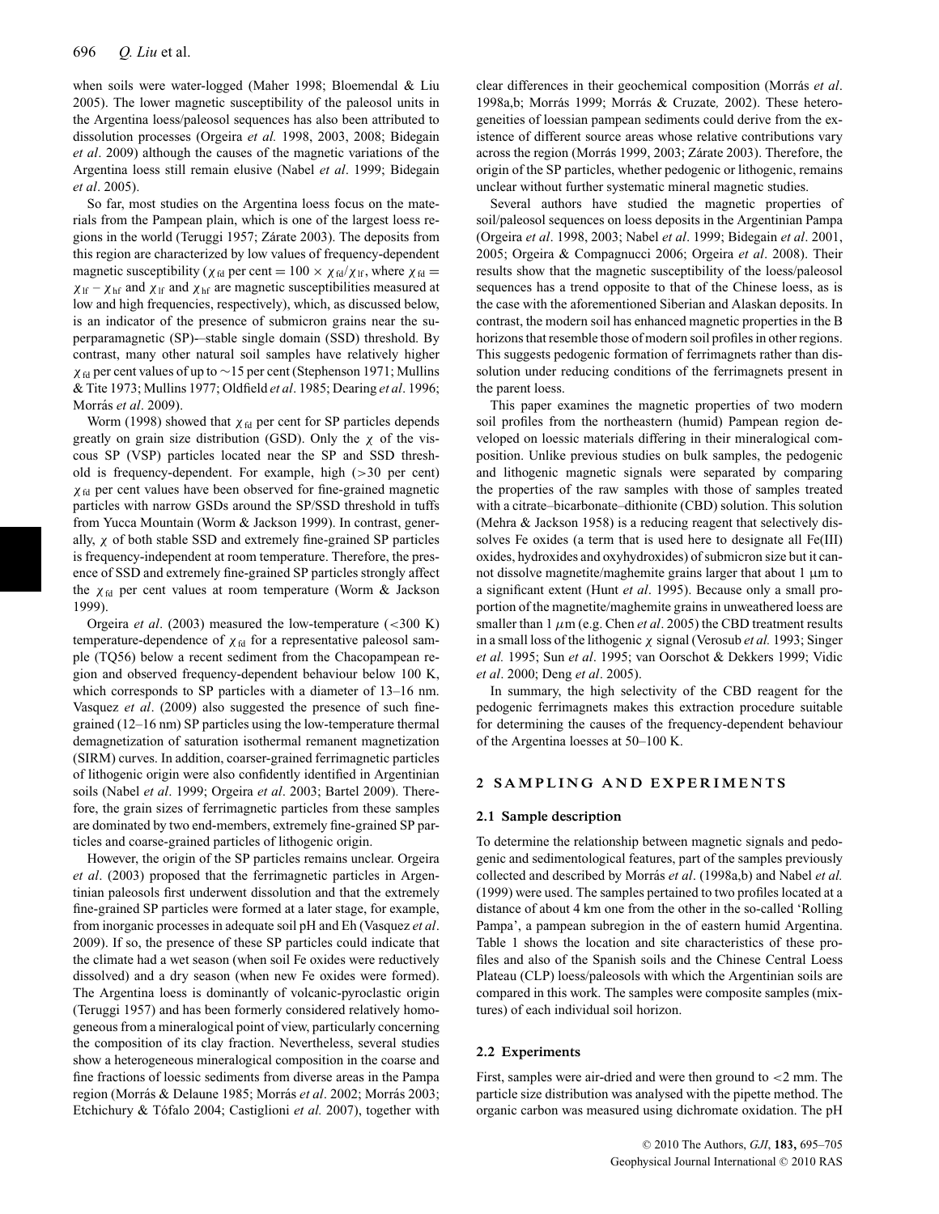when soils were water-logged (Maher 1998; Bloemendal & Liu 2005). The lower magnetic susceptibility of the paleosol units in the Argentina loess/paleosol sequences has also been attributed to dissolution processes (Orgeira *et al.* 1998, 2003, 2008; Bidegain *et al*. 2009) although the causes of the magnetic variations of the Argentina loess still remain elusive (Nabel *et al*. 1999; Bidegain *et al*. 2005).

So far, most studies on the Argentina loess focus on the materials from the Pampean plain, which is one of the largest loess regions in the world (Teruggi 1957; Zárate 2003). The deposits from this region are characterized by low values of frequency-dependent magnetic susceptibility ($\chi_{fd}$ per cent $= 100 \times \chi_{fd}/\chi_{lf}$, where $\chi_{fd} = \chi_{lf} - \chi_{hf}$ and $\chi_{lf}$ and $\chi_{hf}$ are magnetic susceptibilities measured at low and high frequencies, respectively), which, as discussed below, is an indicator of the presence of submicron grains near the superparamagnetic (SP)-–stable single domain (SSD) threshold. By contrast, many other natural soil samples have relatively higher $\chi_{fd}$ per cent values of up to ~15 per cent (Stephenson 1971; Mullins & Tite 1973; Mullins 1977; Oldfield *et al*. 1985; Dearing *et al*. 1996; Morrás *et al*. 2009).

Worm (1998) showed that $\chi_{fd}$ per cent for SP particles depends greatly on grain size distribution (GSD). Only the $\chi$ of the viscous SP (VSP) particles located near the SP and SSD threshold is frequency-dependent. For example, high (>30 per cent) $\chi_{fd}$ per cent values have been observed for fine-grained magnetic particles with narrow GSDs around the SP/SSD threshold in tuffs from Yucca Mountain (Worm & Jackson 1999). In contrast, generally, $\chi$ of both stable SSD and extremely fine-grained SP particles is frequency-independent at room temperature. Therefore, the presence of SSD and extremely fine-grained SP particles strongly affect the $\chi_{fd}$ per cent values at room temperature (Worm & Jackson 1999).

Orgeira *et al*. (2003) measured the low-temperature (<300 K) temperature-dependence of $\chi_{fd}$ for a representative paleosol sample (TQ56) below a recent sediment from the Chacopampean region and observed frequency-dependent behaviour below 100 K, which corresponds to SP particles with a diameter of 13–16 nm. Vasquez *et al*. (2009) also suggested the presence of such fine-grained (12–16 nm) SP particles using the low-temperature thermal demagnetization of saturation isothermal remanent magnetization (SIRM) curves. In addition, coarser-grained ferrimagnetic particles of lithogenic origin were also confidently identified in Argentinian soils (Nabel *et al*. 1999; Orgeira *et al*. 2003; Bartel 2009). Therefore, the grain sizes of ferrimagnetic particles from these samples are dominated by two end-members, extremely fine-grained SP particles and coarse-grained particles of lithogenic origin.

However, the origin of the SP particles remains unclear. Orgeira *et al*. (2003) proposed that the ferrimagnetic particles in Argentinian paleosols first underwent dissolution and that the extremely fine-grained SP particles were formed at a later stage, for example, from inorganic processes in adequate soil pH and Eh (Vasquez *et al*. 2009). If so, the presence of these SP particles could indicate that the climate had a wet season (when soil Fe oxides were reductively dissolved) and a dry season (when new Fe oxides were formed). The Argentina loess is dominantly of volcanic-pyroclastic origin (Teruggi 1957) and has been formerly considered relatively homogeneous from a mineralogical point of view, particularly concerning the composition of its clay fraction. Nevertheless, several studies show a heterogeneous mineralogical composition in the coarse and fine fractions of loessic sediments from diverse areas in the Pampa region (Morrás & Delaune 1985; Morrás *et al*. 2002; Morrás 2003; Etchichury & Tófalo 2004; Castiglioni *et al.* 2007), together with clear differences in their geochemical composition (Morrás *et al*. 1998a,b; Morrás 1999; Morrás & Cruzate*,* 2002). These heterogeneities of loessian pampean sediments could derive from the existence of different source areas whose relative contributions vary across the region (Morrás 1999, 2003; Zárate 2003). Therefore, the origin of the SP particles, whether pedogenic or lithogenic, remains unclear without further systematic mineral magnetic studies.

Several authors have studied the magnetic properties of soil/paleosol sequences on loess deposits in the Argentinian Pampa (Orgeira *et al*. 1998, 2003; Nabel *et al*. 1999; Bidegain *et al*. 2001, 2005; Orgeira & Compagnucci 2006; Orgeira *et al*. 2008). Their results show that the magnetic susceptibility of the loess/paleosol sequences has a trend opposite to that of the Chinese loess, as is the case with the aforementioned Siberian and Alaskan deposits. In contrast, the modern soil has enhanced magnetic properties in the B horizons that resemble those of modern soil profiles in other regions. This suggests pedogenic formation of ferrimagnets rather than dissolution under reducing conditions of the ferrimagnets present in the parent loess.

This paper examines the magnetic properties of two modern soil profiles from the northeastern (humid) Pampean region developed on loessic materials differing in their mineralogical composition. Unlike previous studies on bulk samples, the pedogenic and lithogenic magnetic signals were separated by comparing the properties of the raw samples with those of samples treated with a citrate–bicarbonate–dithionite (CBD) solution. This solution (Mehra & Jackson 1958) is a reducing reagent that selectively dissolves Fe oxides (a term that is used here to designate all Fe(III) oxides, hydroxides and oxyhydroxides) of submicron size but it cannot dissolve magnetite/maghemite grains larger that about 1 μm to a significant extent (Hunt *et al*. 1995). Because only a small proportion of the magnetite/maghemite grains in unweathered loess are smaller than 1 $\mu$m (e.g. Chen *et al*. 2005) the CBD treatment results in a small loss of the lithogenic $\chi$ signal (Verosub *et al.* 1993; Singer *et al.* 1995; Sun *et al*. 1995; van Oorschot & Dekkers 1999; Vidic *et al*. 2000; Deng *et al*. 2005).

In summary, the high selectivity of the CBD reagent for the pedogenic ferrimagnets makes this extraction procedure suitable for determining the causes of the frequency-dependent behaviour of the Argentina loesses at 50–100 K.

## 2 SAMPLING AND EXPERIMENTS

### 2.1 Sample description

To determine the relationship between magnetic signals and pedogenic and sedimentological features, part of the samples previously collected and described by Morrás *et al*. (1998a,b) and Nabel *et al.* (1999) were used. The samples pertained to two profiles located at a distance of about 4 km one from the other in the so-called 'Rolling Pampa', a pampean subregion in the of eastern humid Argentina. Table 1 shows the location and site characteristics of these profiles and also of the Spanish soils and the Chinese Central Loess Plateau (CLP) loess/paleosols with which the Argentinian soils are compared in this work. The samples were composite samples (mixtures) of each individual soil horizon.

### 2.2 Experiments

First, samples were air-dried and were then ground to <2 mm. The particle size distribution was analysed with the pipette method. The organic carbon was measured using dichromate oxidation. The pH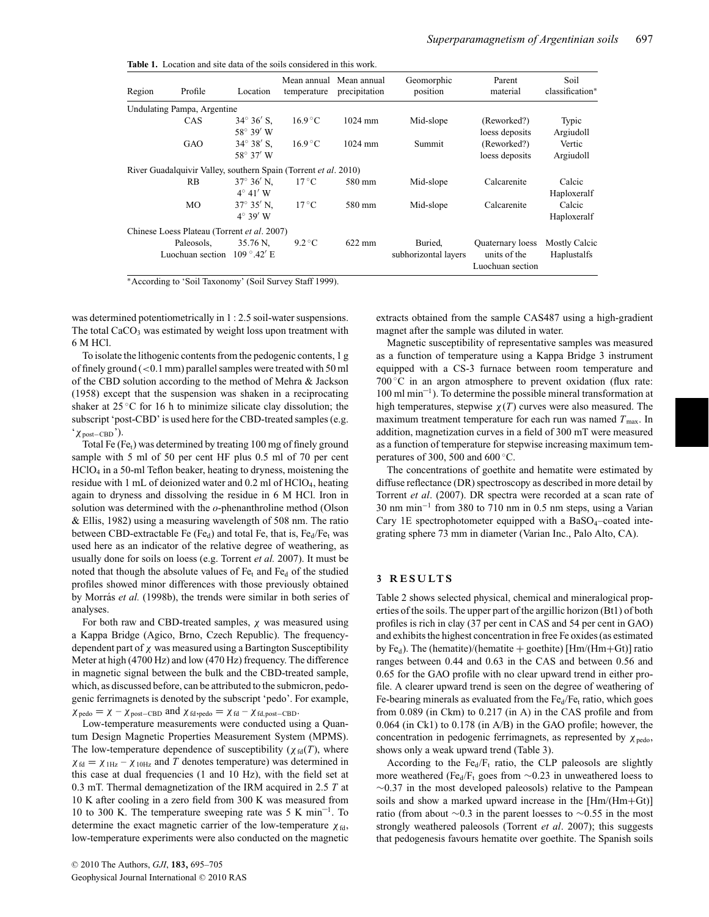**Table 1.** Location and site data of the soils considered in this work.

| Region | Profile | Location | Mean annual temperature | Mean annual precipitation | Geomorphic position | Parent material | Soil classification* |
|---|---|---|---|---|---|---|---|
| Undulating Pampa, Argentine | | | | | | | |
| | CAS | 34° 36′ S, 58° 39′ W | 16.9 °C | 1024 mm | Mid-slope | (Reworked?) loess deposits | Typic Argiudoll |
| | GAO | 34° 38′ S, 58° 37′ W | 16.9 °C | 1024 mm | Summit | (Reworked?) loess deposits | Vertic Argiudoll |
| River Guadalquivir Valley, southern Spain (Torrent *et al*. 2010) | | | | | | | |
| | RB | 37° 36′ N, 4° 41′ W | 17 °C | 580 mm | Mid-slope | Calcarenite | Calcic Haploxeralf |
| | MO | 37° 35′ N, 4° 39′ W | 17 °C | 580 mm | Mid-slope | Calcarenite | Calcic Haploxeralf |
| Chinese Loess Plateau (Torrent *et al*. 2007) | | | | | | | |
| | Paleosols, Luochuan section | 35.76 N, 109 °.42′ E | 9.2 °C | 622 mm | Buried, subhorizontal layers | Quaternary loess units of the Luochuan section | Mostly Calcic Haplustalfs |

*According to 'Soil Taxonomy' (Soil Survey Staff 1999).

was determined potentiometrically in 1 : 2.5 soil-water suspensions. The total $CaCO_3$ was estimated by weight loss upon treatment with 6 M HCl.

To isolate the lithogenic contents from the pedogenic contents, 1 g of finely ground (<0.1 mm) parallel samples were treated with 50 ml of the CBD solution according to the method of Mehra & Jackson (1958) except that the suspension was shaken in a reciprocating shaker at 25 °C for 16 h to minimize silicate clay dissolution; the subscript 'post-CBD' is used here for the CBD-treated samples (e.g. '$\chi_{\text{post-CBD}}$').

Total Fe ($Fe_t$) was determined by treating 100 mg of finely ground sample with 5 ml of 50 per cent HF plus 0.5 ml of 70 per cent $HClO_4$ in a 50-ml Teflon beaker, heating to dryness, moistening the residue with 1 mL of deionized water and 0.2 ml of $HClO_4$, heating again to dryness and dissolving the residue in 6 M HCl. Iron in solution was determined with the *o*-phenanthroline method (Olson & Ellis, 1982) using a measuring wavelength of 508 nm. The ratio between CBD-extractable Fe ($Fe_d$) and total Fe, that is, $Fe_d/Fe_t$ was used here as an indicator of the relative degree of weathering, as usually done for soils on loess (e.g. Torrent *et al.* 2007). It must be noted that though the absolute values of $Fe_t$ and $Fe_d$ of the studied profiles showed minor differences with those previously obtained by Morrás *et al.* (1998b), the trends were similar in both series of analyses.

For both raw and CBD-treated samples, $\chi$ was measured using a Kappa Bridge (Agico, Brno, Czech Republic). The frequency-dependent part of $\chi$ was measured using a Bartington Susceptibility Meter at high (4700 Hz) and low (470 Hz) frequency. The difference in magnetic signal between the bulk and the CBD-treated sample, which, as discussed before, can be attributed to the submicron, pedogenic ferrimagnets is denoted by the subscript 'pedo'. For example, $\chi_{\text{pedo}} = \chi - \chi_{\text{post-CBD}}$ and $\chi_{\text{fd,pedo}} = \chi_{\text{fd}} - \chi_{\text{fd,post-CBD}}$.

Low-temperature measurements were conducted using a Quantum Design Magnetic Properties Measurement System (MPMS). The low-temperature dependence of susceptibility ($\chi_{\text{fd}}(T)$, where $\chi_{\text{fd}} = \chi_{1\text{Hz}} - \chi_{10\text{Hz}}$ and $T$ denotes temperature) was determined in this case at dual frequencies (1 and 10 Hz), with the field set at 0.3 mT. Thermal demagnetization of the IRM acquired in 2.5 *T* at 10 K after cooling in a zero field from 300 K was measured from 10 to 300 K. The temperature sweeping rate was 5 K $\text{min}^{-1}$. To determine the exact magnetic carrier of the low-temperature $\chi_{\text{fd}}$, low-temperature experiments were also conducted on the magnetic extracts obtained from the sample CAS487 using a high-gradient magnet after the sample was diluted in water.

Magnetic susceptibility of representative samples was measured as a function of temperature using a Kappa Bridge 3 instrument equipped with a CS-3 furnace between room temperature and 700 °C in an argon atmosphere to prevent oxidation (flux rate: 100 ml $\text{min}^{-1}$). To determine the possible mineral transformation at high temperatures, stepwise $\chi(T)$ curves were also measured. The maximum treatment temperature for each run was named $T_{\text{max}}$. In addition, magnetization curves in a field of 300 mT were measured as a function of temperature for stepwise increasing maximum temperatures of 300, 500 and 600 °C.

The concentrations of goethite and hematite were estimated by diffuse reflectance (DR) spectroscopy as described in more detail by Torrent *et al*. (2007). DR spectra were recorded at a scan rate of 30 nm $\text{min}^{-1}$ from 380 to 710 nm in 0.5 nm steps, using a Varian Cary 1E spectrophotometer equipped with a $BaSO_4$–coated integrating sphere 73 mm in diameter (Varian Inc., Palo Alto, CA).

## 3 RESULTS

Table 2 shows selected physical, chemical and mineralogical properties of the soils. The upper part of the argillic horizon (Bt1) of both profiles is rich in clay (37 per cent in CAS and 54 per cent in GAO) and exhibits the highest concentration in free Fe oxides (as estimated by $Fe_d$). The (hematite)/(hematite + goethite) [Hm/(Hm+Gt)] ratio ranges between 0.44 and 0.63 in the CAS and between 0.56 and 0.65 for the GAO profile with no clear upward trend in either profile. A clearer upward trend is seen on the degree of weathering of Fe-bearing minerals as evaluated from the $Fe_d/Fe_t$ ratio, which goes from 0.089 (in Ckm) to 0.217 (in A) in the CAS profile and from 0.064 (in Ck1) to 0.178 (in A/B) in the GAO profile; however, the concentration in pedogenic ferrimagnets, as represented by $\chi_{\text{pedo}}$, shows only a weak upward trend (Table 3).

According to the $Fe_d/F_t$ ratio, the CLP paleosols are slightly more weathered ($Fe_d/F_t$ goes from ∼0.23 in unweathered loess to ∼0.37 in the most developed paleosols) relative to the Pampean soils and show a marked upward increase in the [Hm/(Hm+Gt)] ratio (from about ∼0.3 in the parent loesses to ∼0.55 in the most strongly weathered paleosols (Torrent *et al*. 2007); this suggests that pedogenesis favours hematite over goethite. The Spanish soils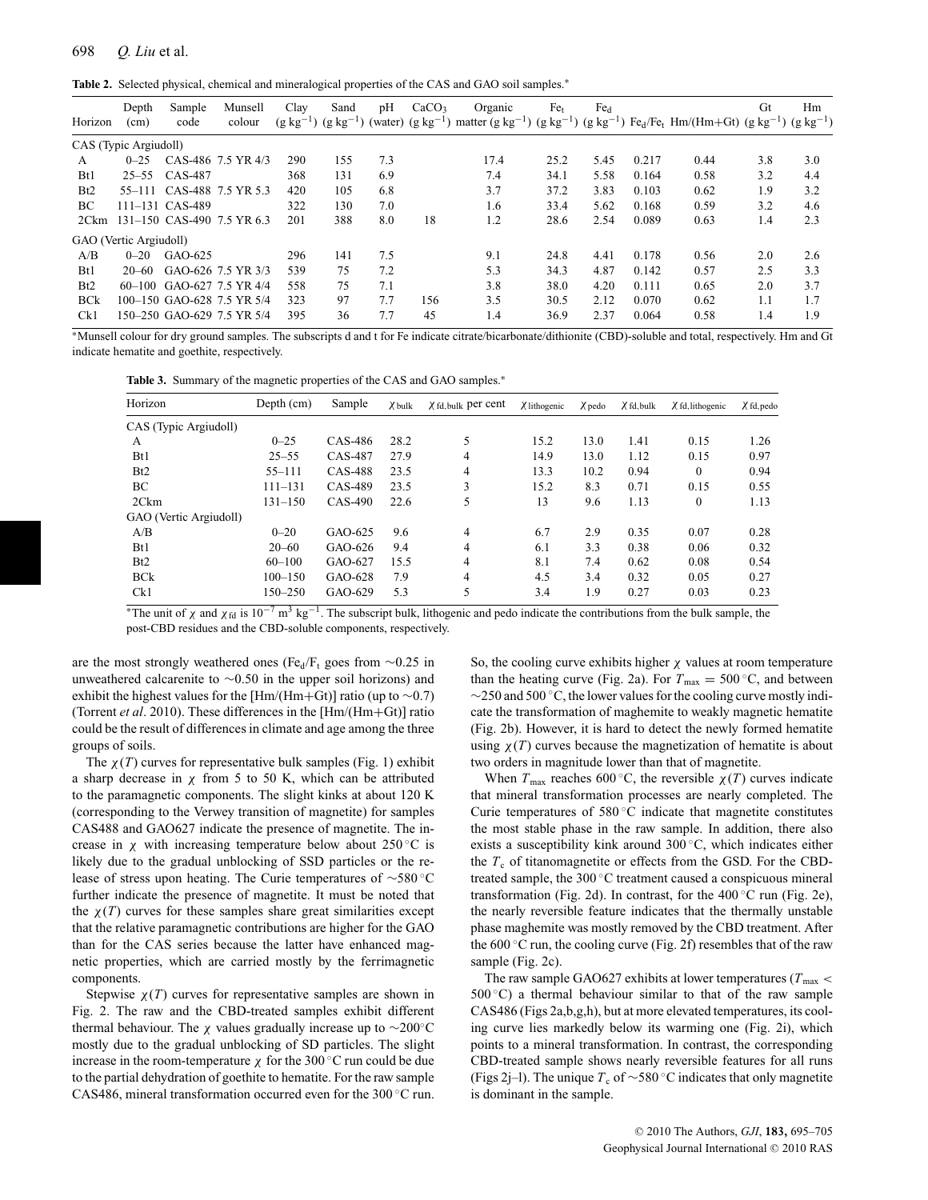**Table 2.** Selected physical, chemical and mineralogical properties of the CAS and GAO soil samples.*

| Horizon | Depth (cm) | Sample code | Munsell colour | Clay ($g\ kg^{-1}$) | Sand ($g\ kg^{-1}$) | pH (water) | $CaCO_3$ ($g\ kg^{-1}$) | Organic matter ($g\ kg^{-1}$) | $Fe_t$ ($g\ kg^{-1}$) | $Fe_d$ ($g\ kg^{-1}$) | $Fe_d/Fe_t$ | Hm/(Hm+Gt) | Gt ($g\ kg^{-1}$) | Hm ($g\ kg^{-1}$) |
|---|---|---|---|---|---|---|---|---|---|---|---|---|---|---|
| CAS (Typic Argiudoll) | | | | | | | | | | | | | | |
| A | 0–25 | CAS-486 | 7.5 YR 4/3 | 290 | 155 | 7.3 | | 17.4 | 25.2 | 5.45 | 0.217 | 0.44 | 3.8 | 3.0 |
| Bt1 | 25–55 | CAS-487 | | 368 | 131 | 6.9 | | 7.4 | 34.1 | 5.58 | 0.164 | 0.58 | 3.2 | 4.4 |
| Bt2 | 55–111 | CAS-488 | 7.5 YR 5.3 | 420 | 105 | 6.8 | | 3.7 | 37.2 | 3.83 | 0.103 | 0.62 | 1.9 | 3.2 |
| BC | 111–131 | CAS-489 | | 322 | 130 | 7.0 | | 1.6 | 33.4 | 5.62 | 0.168 | 0.59 | 3.2 | 4.6 |
| 2Ckm | 131–150 | CAS-490 | 7.5 YR 6.3 | 201 | 388 | 8.0 | 18 | 1.2 | 28.6 | 2.54 | 0.089 | 0.63 | 1.4 | 2.3 |
| GAO (Vertic Argiudoll) | | | | | | | | | | | | | | |
| A/B | 0–20 | GAO-625 | | 296 | 141 | 7.5 | | 9.1 | 24.8 | 4.41 | 0.178 | 0.56 | 2.0 | 2.6 |
| Bt1 | 20–60 | GAO-626 | 7.5 YR 3/3 | 539 | 75 | 7.2 | | 5.3 | 34.3 | 4.87 | 0.142 | 0.57 | 2.5 | 3.3 |
| Bt2 | 60–100 | GAO-627 | 7.5 YR 4/4 | 558 | 75 | 7.1 | | 3.8 | 38.0 | 4.20 | 0.111 | 0.65 | 2.0 | 3.7 |
| BCk | 100–150 | GAO-628 | 7.5 YR 5/4 | 323 | 97 | 7.7 | 156 | 3.5 | 30.5 | 2.12 | 0.070 | 0.62 | 1.1 | 1.7 |
| Ck1 | 150–250 | GAO-629 | 7.5 YR 5/4 | 395 | 36 | 7.7 | 45 | 1.4 | 36.9 | 2.37 | 0.064 | 0.58 | 1.4 | 1.9 |

*Munsell colour for dry ground samples. The subscripts d and t for Fe indicate citrate/bicarbonate/dithionite (CBD)-soluble and total, respectively. Hm and Gt indicate hematite and goethite, respectively.

**Table 3.** Summary of the magnetic properties of the CAS and GAO samples.*

| Horizon | Depth (cm) | Sample | $\chi_{bulk}$ | $\chi_{fd,bulk}$ per cent | $\chi_{lithogenic}$ | $\chi_{pedo}$ | $\chi_{fd,bulk}$ | $\chi_{fd,lithogenic}$ | $\chi_{fd,pedo}$ |
|---|---|---|---|---|---|---|---|---|---|
| CAS (Typic Argiudoll) | | | | | | | | | |
| A | 0–25 | CAS-486 | 28.2 | 5 | 15.2 | 13.0 | 1.41 | 0.15 | 1.26 |
| Bt1 | 25–55 | CAS-487 | 27.9 | 4 | 14.9 | 13.0 | 1.12 | 0.15 | 0.97 |
| Bt2 | 55–111 | CAS-488 | 23.5 | 4 | 13.3 | 10.2 | 0.94 | 0 | 0.94 |
| BC | 111–131 | CAS-489 | 23.5 | 3 | 15.2 | 8.3 | 0.71 | 0.15 | 0.55 |
| 2Ckm | 131–150 | CAS-490 | 22.6 | 5 | 13 | 9.6 | 1.13 | 0 | 1.13 |
| GAO (Vertic Argiudoll) | | | | | | | | | |
| A/B | 0–20 | GAO-625 | 9.6 | 4 | 6.7 | 2.9 | 0.35 | 0.07 | 0.28 |
| Bt1 | 20–60 | GAO-626 | 9.4 | 4 | 6.1 | 3.3 | 0.38 | 0.06 | 0.32 |
| Bt2 | 60–100 | GAO-627 | 15.5 | 4 | 8.1 | 7.4 | 0.62 | 0.08 | 0.54 |
| BCk | 100–150 | GAO-628 | 7.9 | 4 | 4.5 | 3.4 | 0.32 | 0.05 | 0.27 |
| Ck1 | 150–250 | GAO-629 | 5.3 | 5 | 3.4 | 1.9 | 0.27 | 0.03 | 0.23 |

*The unit of $\chi$ and $\chi_{fd}$ is $10^{-7}$ $m^3$ $kg^{-1}$. The subscript bulk, lithogenic and pedo indicate the contributions from the bulk sample, the post-CBD residues and the CBD-soluble components, respectively.

are the most strongly weathered ones ($Fe_d/Fe_t$ goes from ~0.25 in unweathered calcarenite to ~0.50 in the upper soil horizons) and exhibit the highest values for the [Hm/(Hm+Gt)] ratio (up to ~0.7) (Torrent *et al*. 2010). These differences in the [Hm/(Hm+Gt)] ratio could be the result of differences in climate and age among the three groups of soils.

The $\chi(T)$ curves for representative bulk samples (Fig. 1) exhibit a sharp decrease in $\chi$ from 5 to 50 K, which can be attributed to the paramagnetic components. The slight kinks at about 120 K (corresponding to the Verwey transition of magnetite) for samples CAS488 and GAO627 indicate the presence of magnetite. The increase in $\chi$ with increasing temperature below about 250 °C is likely due to the gradual unblocking of SSD particles or the release of stress upon heating. The Curie temperatures of ~580 °C further indicate the presence of magnetite. It must be noted that the $\chi(T)$ curves for these samples share great similarities except that the relative paramagnetic contributions are higher for the GAO than for the CAS series because the latter have enhanced magnetic properties, which are carried mostly by the ferrimagnetic components.

Stepwise $\chi(T)$ curves for representative samples are shown in Fig. 2. The raw and the CBD-treated samples exhibit different thermal behaviour. The $\chi$ values gradually increase up to ~200°C mostly due to the gradual unblocking of SD particles. The slight increase in the room-temperature $\chi$ for the 300 °C run could be due to the partial dehydration of goethite to hematite. For the raw sample CAS486, mineral transformation occurred even for the 300 °C run. So, the cooling curve exhibits higher $\chi$ values at room temperature than the heating curve (Fig. 2a). For $T_{max}$ = 500 °C, and between ~250 and 500 °C, the lower values for the cooling curve mostly indicate the transformation of maghemite to weakly magnetic hematite (Fig. 2b). However, it is hard to detect the newly formed hematite using $\chi(T)$ curves because the magnetization of hematite is about two orders in magnitude lower than that of magnetite.

When $T_{max}$ reaches 600 °C, the reversible $\chi(T)$ curves indicate that mineral transformation processes are nearly completed. The Curie temperatures of 580 °C indicate that magnetite constitutes the most stable phase in the raw sample. In addition, there also exists a susceptibility kink around 300 °C, which indicates either the $T_c$ of titanomagnetite or effects from the GSD. For the CBD-treated sample, the 300 °C treatment caused a conspicuous mineral transformation (Fig. 2d). In contrast, for the 400 °C run (Fig. 2e), the nearly reversible feature indicates that the thermally unstable phase maghemite was mostly removed by the CBD treatment. After the 600 °C run, the cooling curve (Fig. 2f) resembles that of the raw sample (Fig. 2c).

The raw sample GAO627 exhibits at lower temperatures ($T_{max}$ < 500 °C) a thermal behaviour similar to that of the raw sample CAS486 (Figs 2a,b,g,h), but at more elevated temperatures, its cooling curve lies markedly below its warming one (Fig. 2i), which points to a mineral transformation. In contrast, the corresponding CBD-treated sample shows nearly reversible features for all runs (Figs 2j–l). The unique $T_c$ of ~580 °C indicates that only magnetite is dominant in the sample.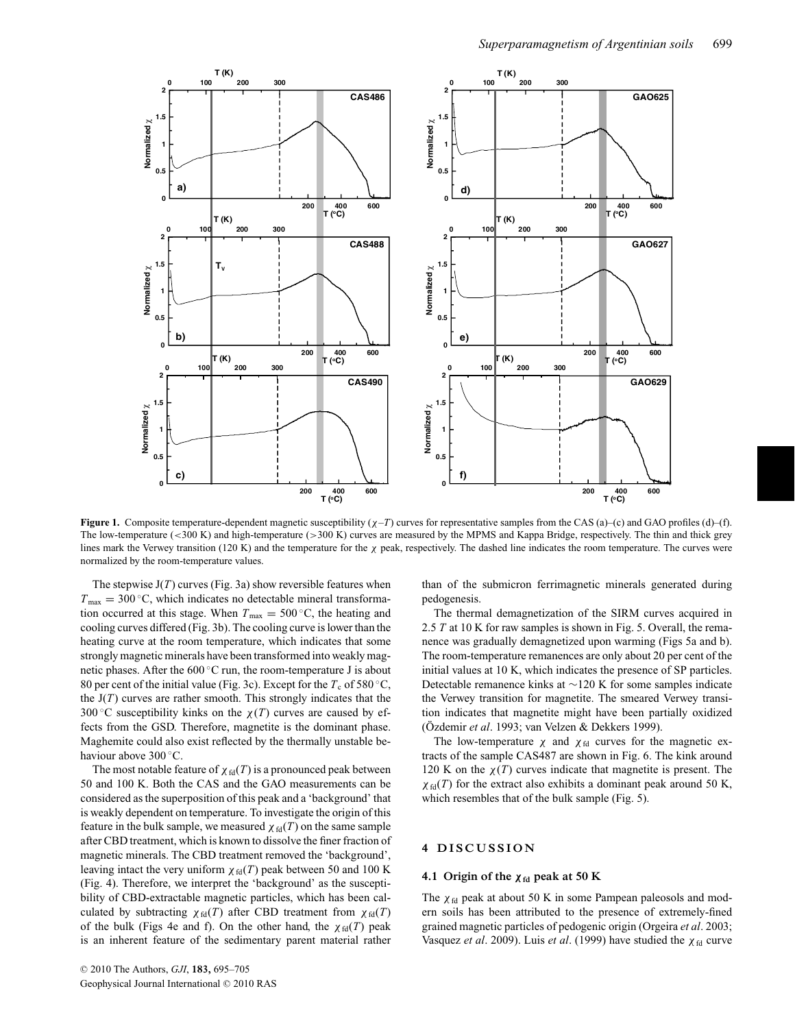**Figure 1.** Composite temperature-dependent magnetic susceptibility ($\chi$–$T$) curves for representative samples from the CAS (a)–(c) and GAO profiles (d)–(f). The low-temperature (<300 K) and high-temperature (>300 K) curves are measured by the MPMS and Kappa Bridge, respectively. The thin and thick grey lines mark the Verwey transition (120 K) and the temperature for the $\chi$ peak, respectively. The dashed line indicates the room temperature. The curves were normalized by the room-temperature values.

The stepwise J($T$) curves (Fig. 3a) show reversible features when $T_{max} = 300\,^{\circ}$C, which indicates no detectable mineral transformation occurred at this stage. When $T_{max} = 500\,^{\circ}$C, the heating and cooling curves differed (Fig. 3b). The cooling curve is lower than the heating curve at the room temperature, which indicates that some strongly magnetic minerals have been transformed into weakly magnetic phases. After the 600 °C run, the room-temperature J is about 80 per cent of the initial value (Fig. 3c). Except for the $T_c$ of 580 °C, the J($T$) curves are rather smooth. This strongly indicates that the 300 °C susceptibility kinks on the $\chi(T)$ curves are caused by effects from the GSD. Therefore, magnetite is the dominant phase. Maghemite could also exist reflected by the thermally unstable behaviour above 300 °C.

The most notable feature of $\chi_{fd}(T)$ is a pronounced peak between 50 and 100 K. Both the CAS and the GAO measurements can be considered as the superposition of this peak and a 'background' that is weakly dependent on temperature. To investigate the origin of this feature in the bulk sample, we measured $\chi_{fd}(T)$ on the same sample after CBD treatment, which is known to dissolve the finer fraction of magnetic minerals. The CBD treatment removed the 'background', leaving intact the very uniform $\chi_{fd}(T)$ peak between 50 and 100 K (Fig. 4). Therefore, we interpret the 'background' as the susceptibility of CBD-extractable magnetic particles, which has been calculated by subtracting $\chi_{fd}(T)$ after CBD treatment from $\chi_{fd}(T)$ of the bulk (Figs 4e and f). On the other hand, the $\chi_{fd}(T)$ peak is an inherent feature of the sedimentary parent material rather than of the submicron ferrimagnetic minerals generated during pedogenesis.

The thermal demagnetization of the SIRM curves acquired in 2.5 $T$ at 10 K for raw samples is shown in Fig. 5. Overall, the remanence was gradually demagnetized upon warming (Figs 5a and b). The room-temperature remanences are only about 20 per cent of the initial values at 10 K, which indicates the presence of SP particles. Detectable remanence kinks at ~120 K for some samples indicate the Verwey transition for magnetite. The smeared Verwey transition indicates that magnetite might have been partially oxidized (Özdemir *et al*. 1993; van Velzen & Dekkers 1999).

The low-temperature $\chi$ and $\chi_{fd}$ curves for the magnetic extracts of the sample CAS487 are shown in Fig. 6. The kink around 120 K on the $\chi(T)$ curves indicate that magnetite is present. The $\chi_{fd}(T)$ for the extract also exhibits a dominant peak around 50 K, which resembles that of the bulk sample (Fig. 5).

## 4 DISCUSSION

### 4.1 Origin of the $\chi_{fd}$ peak at 50 K

The $\chi_{fd}$ peak at about 50 K in some Pampean paleosols and modern soils has been attributed to the presence of extremely-fined grained magnetic particles of pedogenic origin (Orgeira *et al*. 2003; Vasquez *et al*. 2009). Luis *et al*. (1999) have studied the $\chi_{fd}$ curve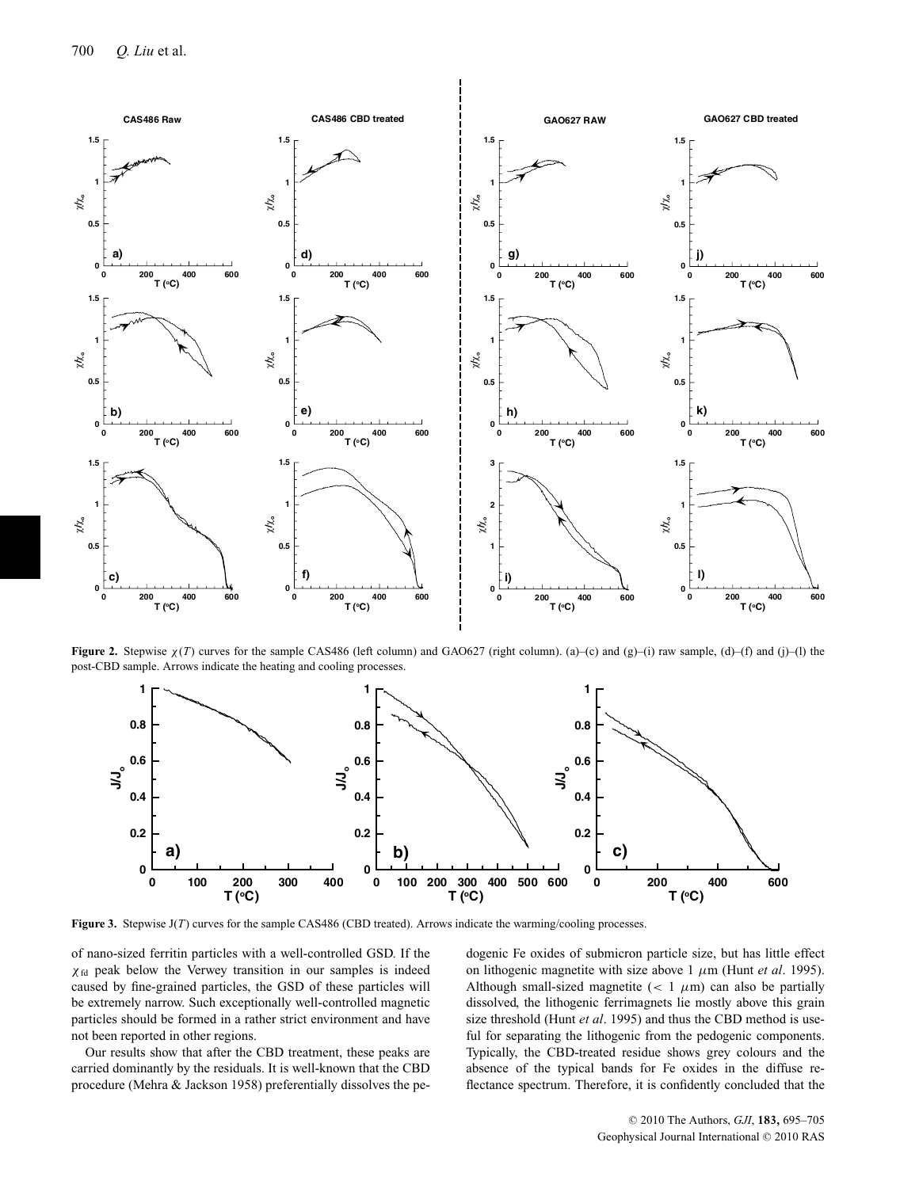**Figure 2.** Stepwise $\chi(T)$ curves for the sample CAS486 (left column) and GAO627 (right column). (a)–(c) and (g)–(i) raw sample, (d)–(f) and (j)–(l) the post-CBD sample. Arrows indicate the heating and cooling processes.

**Figure 3.** Stepwise J($T$) curves for the sample CAS486 (CBD treated). Arrows indicate the warming/cooling processes.

of nano-sized ferritin particles with a well-controlled GSD. If the $\chi_{fd}$ peak below the Verwey transition in our samples is indeed caused by fine-grained particles, the GSD of these particles will be extremely narrow. Such exceptionally well-controlled magnetic particles should be formed in a rather strict environment and have not been reported in other regions.

Our results show that after the CBD treatment, these peaks are carried dominantly by the residuals. It is well-known that the CBD procedure (Mehra & Jackson 1958) preferentially dissolves the pedogenic Fe oxides of submicron particle size, but has little effect on lithogenic magnetite with size above 1 $\mu$m (Hunt *et al*. 1995). Although small-sized magnetite ($< 1$ $\mu$m) can also be partially dissolved, the lithogenic ferrimagnets lie mostly above this grain size threshold (Hunt *et al*. 1995) and thus the CBD method is useful for separating the lithogenic from the pedogenic components. Typically, the CBD-treated residue shows grey colours and the absence of the typical bands for Fe oxides in the diffuse reflectance spectrum. Therefore, it is confidently concluded that the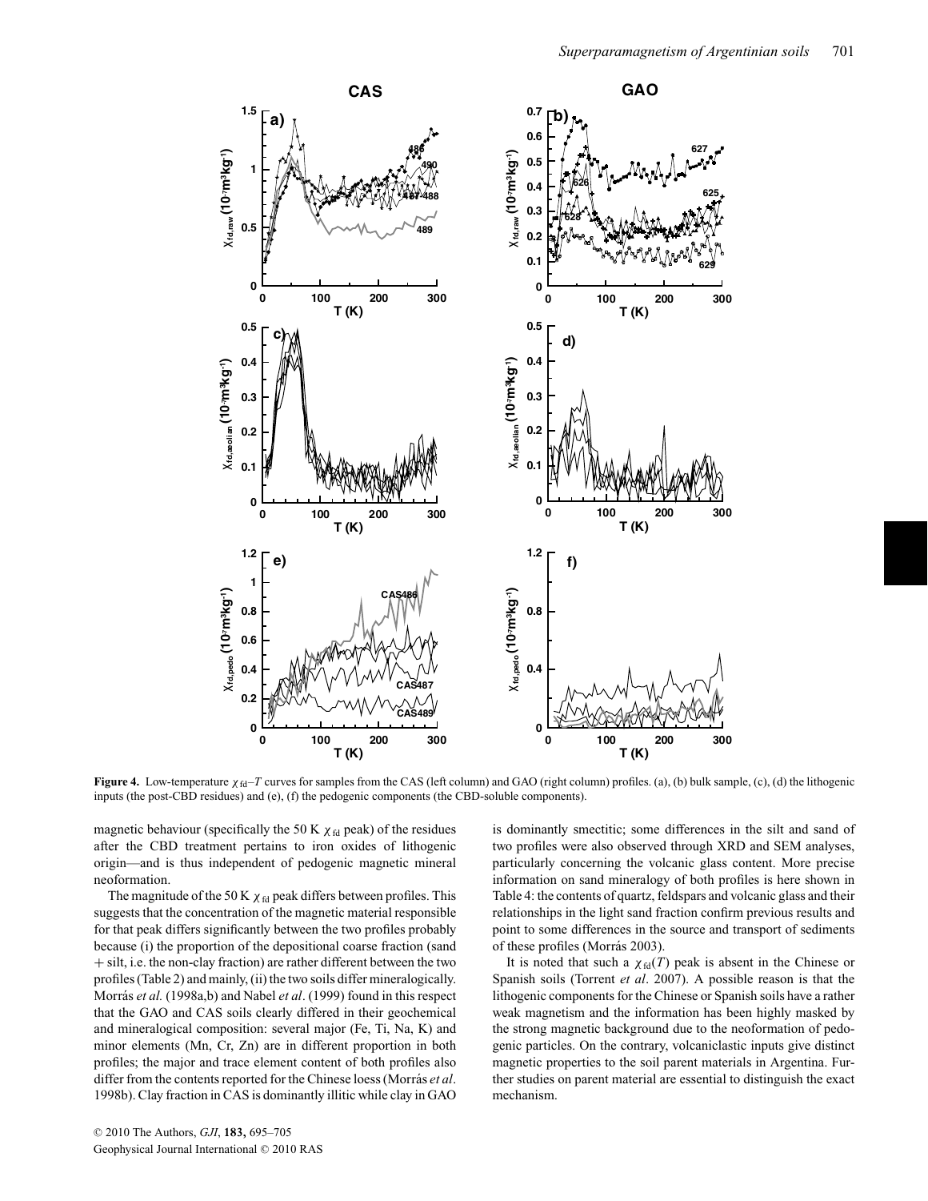**Figure 4.** Low-temperature $\chi_{fd}$–$T$ curves for samples from the CAS (left column) and GAO (right column) profiles. (a), (b) bulk sample, (c), (d) the lithogenic inputs (the post-CBD residues) and (e), (f) the pedogenic components (the CBD-soluble components).

magnetic behaviour (specifically the 50 K $\chi_{fd}$ peak) of the residues after the CBD treatment pertains to iron oxides of lithogenic origin—and is thus independent of pedogenic magnetic mineral neoformation.

The magnitude of the 50 K $\chi_{fd}$ peak differs between profiles. This suggests that the concentration of the magnetic material responsible for that peak differs significantly between the two profiles probably because (i) the proportion of the depositional coarse fraction (sand + silt, i.e. the non-clay fraction) are rather different between the two profiles (Table 2) and mainly, (ii) the two soils differ mineralogically. Morrás *et al.* (1998a,b) and Nabel *et al*. (1999) found in this respect that the GAO and CAS soils clearly differed in their geochemical and mineralogical composition: several major (Fe, Ti, Na, K) and minor elements (Mn, Cr, Zn) are in different proportion in both profiles; the major and trace element content of both profiles also differ from the contents reported for the Chinese loess (Morrás *et al*. 1998b). Clay fraction in CAS is dominantly illitic while clay in GAO is dominantly smectitic; some differences in the silt and sand of two profiles were also observed through XRD and SEM analyses, particularly concerning the volcanic glass content. More precise information on sand mineralogy of both profiles is here shown in Table 4: the contents of quartz, feldspars and volcanic glass and their relationships in the light sand fraction confirm previous results and point to some differences in the source and transport of sediments of these profiles (Morrás 2003).

It is noted that such a $\chi_{fd}(T)$ peak is absent in the Chinese or Spanish soils (Torrent *et al*. 2007). A possible reason is that the lithogenic components for the Chinese or Spanish soils have a rather weak magnetism and the information has been highly masked by the strong magnetic background due to the neoformation of pedogenic particles. On the contrary, volcaniclastic inputs give distinct magnetic properties to the soil parent materials in Argentina. Further studies on parent material are essential to distinguish the exact mechanism.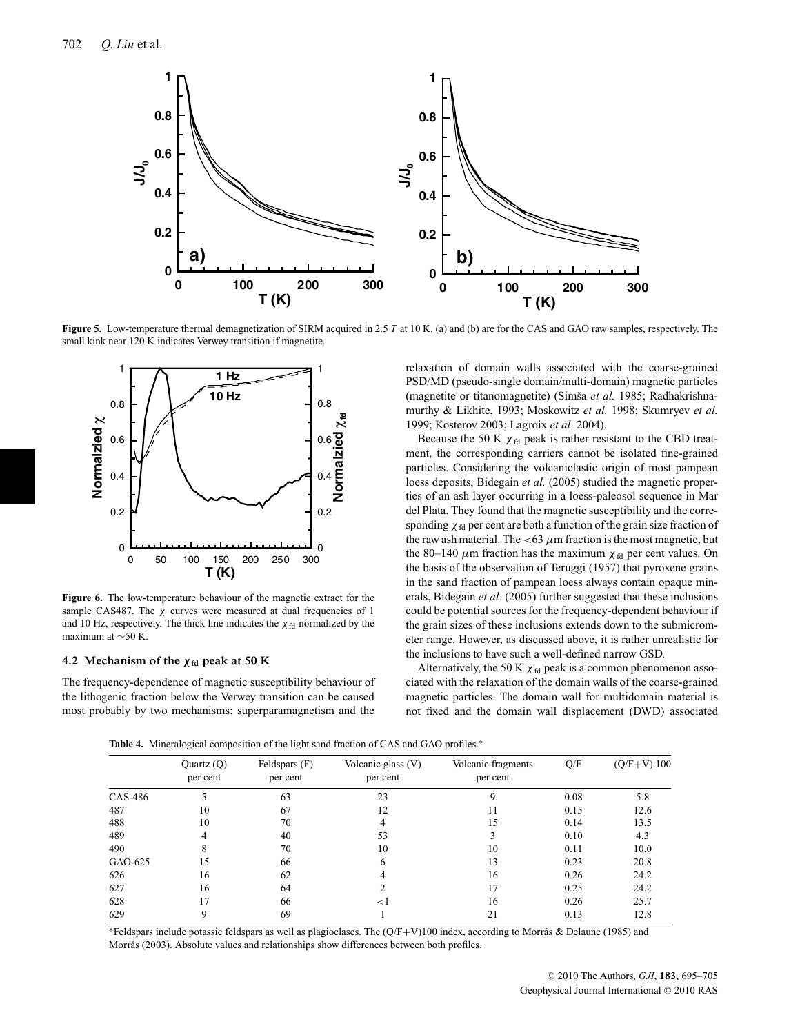**Figure 5.** Low-temperature thermal demagnetization of SIRM acquired in 2.5 $T$ at 10 K. (a) and (b) are for the CAS and GAO raw samples, respectively. The small kink near 120 K indicates Verwey transition if magnetite.

**Figure 6.** The low-temperature behaviour of the magnetic extract for the sample CAS487. The $\chi$ curves were measured at dual frequencies of 1 and 10 Hz, respectively. The thick line indicates the $\chi_{fd}$ normalized by the maximum at ~50 K.

### 4.2 Mechanism of the $\chi_{fd}$ peak at 50 K

The frequency-dependence of magnetic susceptibility behaviour of the lithogenic fraction below the Verwey transition can be caused most probably by two mechanisms: superparamagnetism and the relaxation of domain walls associated with the coarse-grained PSD/MD (pseudo-single domain/multi-domain) magnetic particles (magnetite or titanomagnetite) (Simša *et al.* 1985; Radhakrishnamurthy & Likhite, 1993; Moskowitz *et al.* 1998; Skumryev *et al.* 1999; Kosterov 2003; Lagroix *et al*. 2004).

Because the 50 K $\chi_{fd}$ peak is rather resistant to the CBD treatment, the corresponding carriers cannot be isolated fine-grained particles. Considering the volcaniclastic origin of most pampean loess deposits, Bidegain *et al.* (2005) studied the magnetic properties of an ash layer occurring in a loess-paleosol sequence in Mar del Plata. They found that the magnetic susceptibility and the corresponding $\chi_{fd}$ per cent are both a function of the grain size fraction of the raw ash material. The <63 $\mu$m fraction is the most magnetic, but the 80–140 $\mu$m fraction has the maximum $\chi_{fd}$ per cent values. On the basis of the observation of Teruggi (1957) that pyroxene grains in the sand fraction of pampean loess always contain opaque minerals, Bidegain *et al*. (2005) further suggested that these inclusions could be potential sources for the frequency-dependent behaviour if the grain sizes of these inclusions extends down to the submicrometer range. However, as discussed above, it is rather unrealistic for the inclusions to have such a well-defined narrow GSD.

Alternatively, the 50 K $\chi_{fd}$ peak is a common phenomenon associated with the relaxation of the domain walls of the coarse-grained magnetic particles. The domain wall for multidomain material is not fixed and the domain wall displacement (DWD) associated

**Table 4.** Mineralogical composition of the light sand fraction of CAS and GAO profiles.*

| | Quartz (Q) per cent | Feldspars (F) per cent | Volcanic glass (V) per cent | Volcanic fragments per cent | Q/F | (Q/F+V).100 |
|---|---|---|---|---|---|---|
| CAS-486 | 5 | 63 | 23 | 9 | 0.08 | 5.8 |
| 487 | 10 | 67 | 12 | 11 | 0.15 | 12.6 |
| 488 | 10 | 70 | 4 | 15 | 0.14 | 13.5 |
| 489 | 4 | 40 | 53 | 3 | 0.10 | 4.3 |
| 490 | 8 | 70 | 10 | 10 | 0.11 | 10.0 |
| GAO-625 | 15 | 66 | 6 | 13 | 0.23 | 20.8 |
| 626 | 16 | 62 | 4 | 16 | 0.26 | 24.2 |
| 627 | 16 | 64 | 2 | 17 | 0.25 | 24.2 |
| 628 | 17 | 66 | <1 | 16 | 0.26 | 25.7 |
| 629 | 9 | 69 | 1 | 21 | 0.13 | 12.8 |

*Feldspars include potassic feldspars as well as plagioclases. The (Q/F+V)100 index, according to Morrás & Delaune (1985) and Morrás (2003). Absolute values and relationships show differences between both profiles.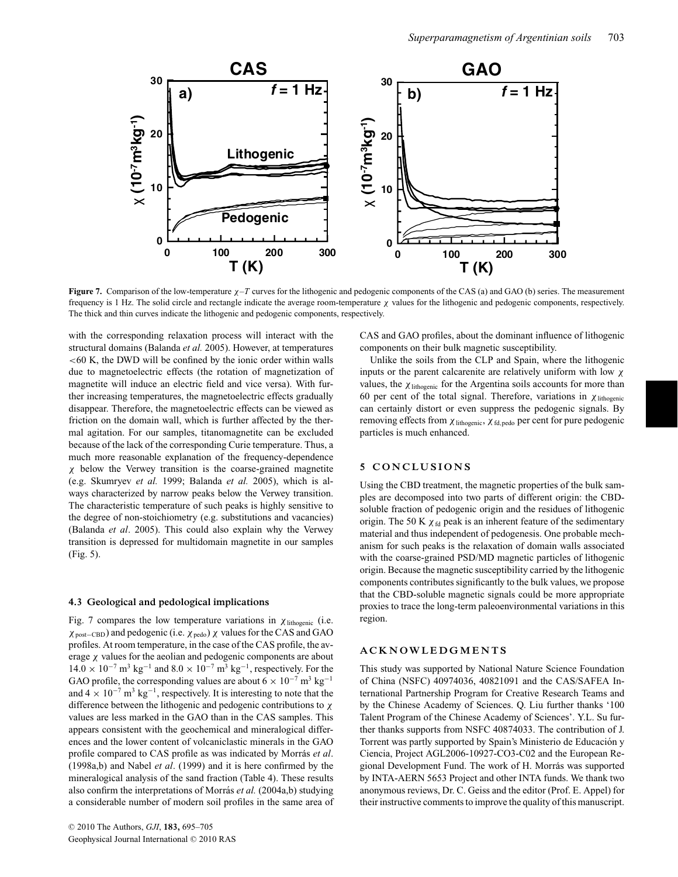**Figure 7.** Comparison of the low-temperature $\chi$–$T$ curves for the lithogenic and pedogenic components of the CAS (a) and GAO (b) series. The measurement frequency is 1 Hz. The solid circle and rectangle indicate the average room-temperature $\chi$ values for the lithogenic and pedogenic components, respectively. The thick and thin curves indicate the lithogenic and pedogenic components, respectively.

with the corresponding relaxation process will interact with the structural domains (Balanda *et al.* 2005). However, at temperatures <60 K, the DWD will be confined by the ionic order within walls due to magnetoelectric effects (the rotation of magnetization of magnetite will induce an electric field and vice versa). With further increasing temperatures, the magnetoelectric effects gradually disappear. Therefore, the magnetoelectric effects can be viewed as friction on the domain wall, which is further affected by the thermal agitation. For our samples, titanomagnetite can be excluded because of the lack of the corresponding Curie temperature. Thus, a much more reasonable explanation of the frequency-dependence $\chi$ below the Verwey transition is the coarse-grained magnetite (e.g. Skumryev *et al.* 1999; Balanda *et al.* 2005), which is always characterized by narrow peaks below the Verwey transition. The characteristic temperature of such peaks is highly sensitive to the degree of non-stoichiometry (e.g. substitutions and vacancies) (Balanda *et al*. 2005). This could also explain why the Verwey transition is depressed for multidomain magnetite in our samples (Fig. 5).

### 4.3 Geological and pedological implications

Fig. 7 compares the low temperature variations in $\chi_{\text{lithogenic}}$ (i.e. $\chi_{\text{post−CBD}}$) and pedogenic (i.e. $\chi_{\text{pedo}}$) $\chi$ values for the CAS and GAO profiles. At room temperature, in the case of the CAS profile, the average $\chi$ values for the aeolian and pedogenic components are about $14.0 \times 10^{-7}$ m$^3$ kg$^{-1}$ and $8.0 \times 10^{-7}$ m$^3$ kg$^{-1}$, respectively. For the GAO profile, the corresponding values are about $6 \times 10^{-7}$ m$^3$ kg$^{-1}$ and $4 \times 10^{-7}$ m$^3$ kg$^{-1}$, respectively. It is interesting to note that the difference between the lithogenic and pedogenic contributions to $\chi$ values are less marked in the GAO than in the CAS samples. This appears consistent with the geochemical and mineralogical differences and the lower content of volcaniclastic minerals in the GAO profile compared to CAS profile as was indicated by Morrás *et al*. (1998a,b) and Nabel *et al*. (1999) and it is here confirmed by the mineralogical analysis of the sand fraction (Table 4). These results also confirm the interpretations of Morrás *et al.* (2004a,b) studying a considerable number of modern soil profiles in the same area of CAS and GAO profiles, about the dominant influence of lithogenic components on their bulk magnetic susceptibility.

Unlike the soils from the CLP and Spain, where the lithogenic inputs or the parent calcarenite are relatively uniform with low $\chi$ values, the $\chi_{\text{lithogenic}}$ for the Argentina soils accounts for more than 60 per cent of the total signal. Therefore, variations in $\chi_{\text{lithogenic}}$ can certainly distort or even suppress the pedogenic signals. By removing effects from $\chi_{\text{lithogenic}}$, $\chi_{\text{fd,pedo}}$ per cent for pure pedogenic particles is much enhanced.

## 5 CONCLUSIONS

Using the CBD treatment, the magnetic properties of the bulk samples are decomposed into two parts of different origin: the CBD-soluble fraction of pedogenic origin and the residues of lithogenic origin. The 50 K $\chi_{\text{fd}}$ peak is an inherent feature of the sedimentary material and thus independent of pedogenesis. One probable mechanism for such peaks is the relaxation of domain walls associated with the coarse-grained PSD/MD magnetic particles of lithogenic origin. Because the magnetic susceptibility carried by the lithogenic components contributes significantly to the bulk values, we propose that the CBD-soluble magnetic signals could be more appropriate proxies to trace the long-term paleoenvironmental variations in this region.

## ACKNOWLEDGMENTS

This study was supported by National Nature Science Foundation of China (NSFC) 40974036, 40821091 and the CAS/SAFEA International Partnership Program for Creative Research Teams and by the Chinese Academy of Sciences. Q. Liu further thanks '100 Talent Program of the Chinese Academy of Sciences'. Y.L. Su further thanks supports from NSFC 40874033. The contribution of J. Torrent was partly supported by Spain's Ministerio de Educación y Ciencia, Project AGL2006-10927-CO3-C02 and the European Regional Development Fund. The work of H. Morrás was supported by INTA-AERN 5653 Project and other INTA funds. We thank two anonymous reviews, Dr. C. Geiss and the editor (Prof. E. Appel) for their instructive comments to improve the quality of this manuscript.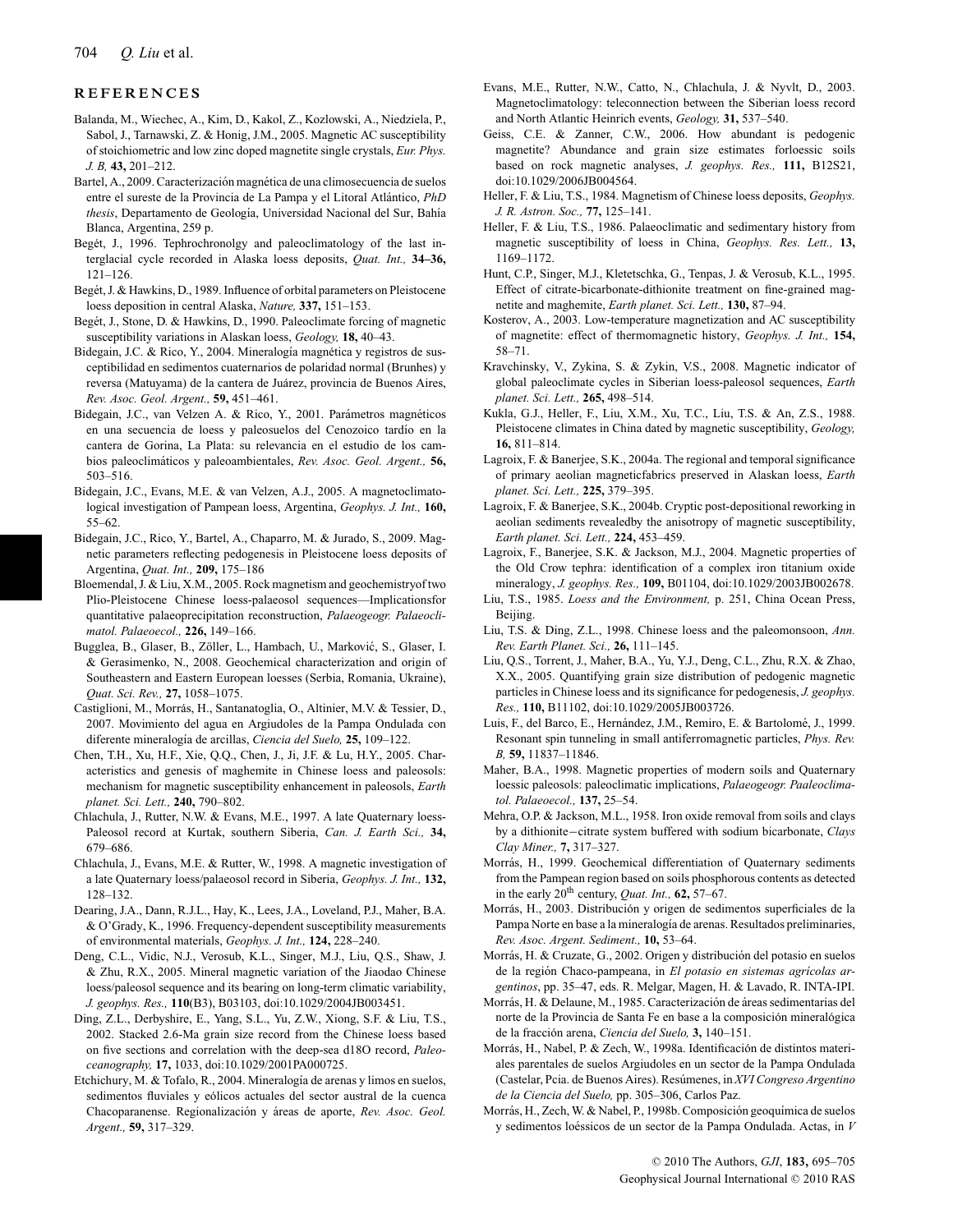## REFERENCES

Balanda, M., Wiechec, A., Kim, D., Kakol, Z., Kozlowski, A., Niedziela, P., Sabol, J., Tarnawski, Z. & Honig, J.M., 2005. Magnetic AC susceptibility of stoichiometric and low zinc doped magnetite single crystals, *Eur. Phys. J. B,* **43,** 201–212.

Bartel, A., 2009. Caracterización magnética de una climosecuencia de suelos entre el sureste de la Provincia de La Pampa y el Litoral Atlántico, *PhD thesis*, Departamento de Geología, Universidad Nacional del Sur, Bahía Blanca, Argentina, 259 p.

Begét, J., 1996. Tephrochronolgy and paleoclimatology of the last interglacial cycle recorded in Alaska loess deposits, *Quat. Int.,* **34–36,** 121–126.

Begét, J. & Hawkins, D., 1989. Influence of orbital parameters on Pleistocene loess deposition in central Alaska, *Nature,* **337,** 151–153.

Begét, J., Stone, D. & Hawkins, D., 1990. Paleoclimate forcing of magnetic susceptibility variations in Alaskan loess, *Geology,* **18,** 40–43.

Bidegain, J.C. & Rico, Y., 2004. Mineralogía magnética y registros de susceptibilidad en sedimentos cuaternarios de polaridad normal (Brunhes) y reversa (Matuyama) de la cantera de Juárez, provincia de Buenos Aires, *Rev. Asoc. Geol. Argent.,* **59,** 451–461.

Bidegain, J.C., van Velzen A. & Rico, Y., 2001. Parámetros magnéticos en una secuencia de loess y paleosuelos del Cenozoico tardío en la cantera de Gorina, La Plata: su relevancia en el estudio de los cambios paleoclimáticos y paleoambientales, *Rev. Asoc. Geol. Argent.,* **56,** 503–516.

Bidegain, J.C., Evans, M.E. & van Velzen, A.J., 2005. A magnetoclimatological investigation of Pampean loess, Argentina, *Geophys. J. Int.,* **160,** 55–62.

Bidegain, J.C., Rico, Y., Bartel, A., Chaparro, M. & Jurado, S., 2009. Magnetic parameters reflecting pedogenesis in Pleistocene loess deposits of Argentina, *Quat. Int.,* **209,** 175–186

Bloemendal, J. & Liu, X.M., 2005. Rock magnetism and geochemistryof two Plio-Pleistocene Chinese loess-palaeosol sequences—Implicationsfor quantitative palaeoprecipitation reconstruction, *Palaeogeogr. Palaeoclimatol. Palaeoecol.,* **226,** 149–166.

Bugglea, B., Glaser, B., Zöller, L., Hambach, U., Marković, S., Glaser, I. & Gerasimenko, N., 2008. Geochemical characterization and origin of Southeastern and Eastern European loesses (Serbia, Romania, Ukraine), *Quat. Sci. Rev.,* **27,** 1058–1075.

Castiglioni, M., Morrás, H., Santanatoglia, O., Altinier, M.V. & Tessier, D., 2007. Movimiento del agua en Argiudoles de la Pampa Ondulada con diferente mineralogía de arcillas, *Ciencia del Suelo,* **25,** 109–122.

Chen, T.H., Xu, H.F., Xie, Q.Q., Chen, J., Ji, J.F. & Lu, H.Y., 2005. Characteristics and genesis of maghemite in Chinese loess and paleosols: mechanism for magnetic susceptibility enhancement in paleosols, *Earth planet. Sci. Lett.,* **240,** 790–802.

Chlachula, J., Rutter, N.W. & Evans, M.E., 1997. A late Quaternary loess-Paleosol record at Kurtak, southern Siberia, *Can. J. Earth Sci.,* **34,** 679–686.

Chlachula, J., Evans, M.E. & Rutter, W., 1998. A magnetic investigation of a late Quaternary loess/palaeosol record in Siberia, *Geophys. J. Int.,* **132,** 128–132.

Dearing, J.A., Dann, R.J.L., Hay, K., Lees, J.A., Loveland, P.J., Maher, B.A. & O'Grady, K., 1996. Frequency-dependent susceptibility measurements of environmental materials, *Geophys. J. Int.,* **124,** 228–240.

Deng, C.L., Vidic, N.J., Verosub, K.L., Singer, M.J., Liu, Q.S., Shaw, J. & Zhu, R.X., 2005. Mineral magnetic variation of the Jiaodao Chinese loess/paleosol sequence and its bearing on long-term climatic variability, *J. geophys. Res.,* **110**(B3), B03103, doi:10.1029/2004JB003451.

Ding, Z.L., Derbyshire, E., Yang, S.L., Yu, Z.W., Xiong, S.F. & Liu, T.S., 2002. Stacked 2.6-Ma grain size record from the Chinese loess based on five sections and correlation with the deep-sea d18O record, *Paleoceanography,* **17,** 1033, doi:10.1029/2001PA000725.

Etchichury, M. & Tofalo, R., 2004. Mineralogía de arenas y limos en suelos, sedimentos fluviales y eólicos actuales del sector austral de la cuenca Chacoparanense. Regionalización y áreas de aporte, *Rev. Asoc. Geol. Argent.,* **59,** 317–329.

Evans, M.E., Rutter, N.W., Catto, N., Chlachula, J. & Nyvlt, D., 2003. Magnetoclimatology: teleconnection between the Siberian loess record and North Atlantic Heinrich events, *Geology,* **31,** 537–540.

Geiss, C.E. & Zanner, C.W., 2006. How abundant is pedogenic magnetite? Abundance and grain size estimates forloessic soils based on rock magnetic analyses, *J. geophys. Res.,* **111,** B12S21, doi:10.1029/2006JB004564.

Heller, F. & Liu, T.S., 1984. Magnetism of Chinese loess deposits, *Geophys. J. R. Astron. Soc.,* **77,** 125–141.

Heller, F. & Liu, T.S., 1986. Palaeoclimatic and sedimentary history from magnetic susceptibility of loess in China, *Geophys. Res. Lett.,* **13,** 1169–1172.

Hunt, C.P., Singer, M.J., Kletetschka, G., Tenpas, J. & Verosub, K.L., 1995. Effect of citrate-bicarbonate-dithionite treatment on fine-grained magnetite and maghemite, *Earth planet. Sci. Lett.,* **130,** 87–94.

Kosterov, A., 2003. Low-temperature magnetization and AC susceptibility of magnetite: effect of thermomagnetic history, *Geophys. J. Int.,* **154,** 58–71.

Kravchinsky, V., Zykina, S. & Zykin, V.S., 2008. Magnetic indicator of global paleoclimate cycles in Siberian loess-paleosol sequences, *Earth planet. Sci. Lett.,* **265,** 498–514.

Kukla, G.J., Heller, F., Liu, X.M., Xu, T.C., Liu, T.S. & An, Z.S., 1988. Pleistocene climates in China dated by magnetic susceptibility, *Geology,* **16,** 811–814.

Lagroix, F. & Banerjee, S.K., 2004a. The regional and temporal significance of primary aeolian magneticfabrics preserved in Alaskan loess, *Earth planet. Sci. Lett.,* **225,** 379–395.

Lagroix, F. & Banerjee, S.K., 2004b. Cryptic post-depositional reworking in aeolian sediments revealedby the anisotropy of magnetic susceptibility, *Earth planet. Sci. Lett.,* **224,** 453–459.

Lagroix, F., Banerjee, S.K. & Jackson, M.J., 2004. Magnetic properties of the Old Crow tephra: identification of a complex iron titanium oxide mineralogy, *J. geophys. Res.,* **109,** B01104, doi:10.1029/2003JB002678.

Liu, T.S., 1985. *Loess and the Environment,* p. 251, China Ocean Press, Beijing.

Liu, T.S. & Ding, Z.L., 1998. Chinese loess and the paleomonsoon, *Ann. Rev. Earth Planet. Sci.,* **26,** 111–145.

Liu, Q.S., Torrent, J., Maher, B.A., Yu, Y.J., Deng, C.L., Zhu, R.X. & Zhao, X.X., 2005. Quantifying grain size distribution of pedogenic magnetic particles in Chinese loess and its significance for pedogenesis, *J. geophys. Res.,* **110,** B11102, doi:10.1029/2005JB003726.

Luis, F., del Barco, E., Hernández, J.M., Remiro, E. & Bartolomé, J., 1999. Resonant spin tunneling in small antiferromagnetic particles, *Phys. Rev. B,* **59,** 11837–11846.

Maher, B.A., 1998. Magnetic properties of modern soils and Quaternary loessic paleosols: paleoclimatic implications, *Palaeogeogr. Paaleoclimatol. Palaeoecol.,* **137,** 25–54.

Mehra, O.P. & Jackson, M.L., 1958. Iron oxide removal from soils and clays by a dithionite–citrate system buffered with sodium bicarbonate, *Clays Clay Miner.,* **7,** 317–327.

Morrás, H., 1999. Geochemical differentiation of Quaternary sediments from the Pampean region based on soils phosphorous contents as detected in the early 20th century, *Quat. Int.,* **62,** 57–67.

Morrás, H., 2003. Distribución y origen de sedimentos superficiales de la Pampa Norte en base a la mineralogía de arenas. Resultados preliminaries, *Rev. Asoc. Argent. Sediment.,* **10,** 53–64.

Morrás, H. & Cruzate, G., 2002. Origen y distribución del potasio en suelos de la región Chaco-pampeana, in *El potasio en sistemas agrícolas argentinos*, pp. 35–47, eds. R. Melgar, Magen, H. & Lavado, R. INTA-IPI.

Morrás, H. & Delaune, M., 1985. Caracterización de áreas sedimentarias del norte de la Provincia de Santa Fe en base a la composición mineralógica de la fracción arena, *Ciencia del Suelo,* **3,** 140–151.

Morrás, H., Nabel, P. & Zech, W., 1998a. Identificación de distintos materiales parentales de suelos Argiudoles en un sector de la Pampa Ondulada (Castelar, Pcia. de Buenos Aires). Resúmenes, in *XVI Congreso Argentino de la Ciencia del Suelo,* pp. 305–306, Carlos Paz.

Morrás, H., Zech, W. & Nabel, P., 1998b. Composición geoquímica de suelos y sedimentos loéssicos de un sector de la Pampa Ondulada. Actas, in *V*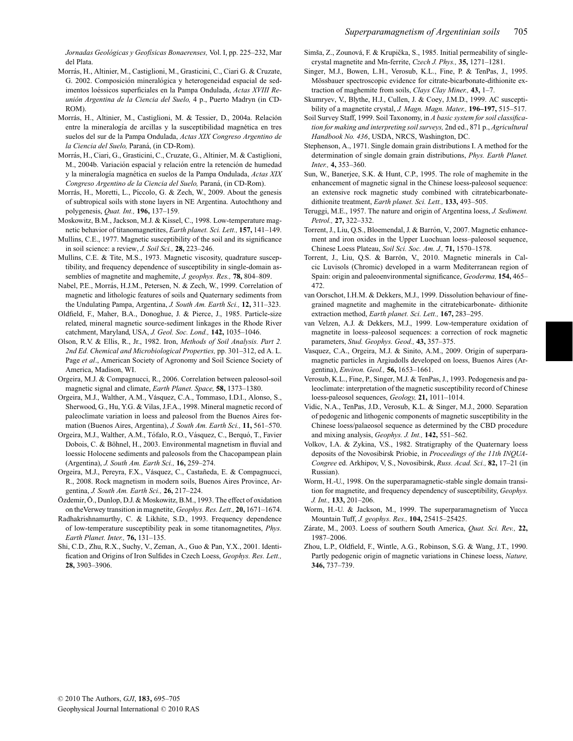*Jornadas Geológicas y Geofísicas Bonaerenses,* Vol. I, pp. 225–232, Mar del Plata.

Morrás, H., Altinier, M., Castiglioni, M., Grasticini, C., Ciari G. & Cruzate, G. 2002. Composición mineralógica y heterogeneidad espacial de sedimentos loéssicos superficiales en la Pampa Ondulada, *Actas XVIII Reunión Argentina de la Ciencia del Suelo,* 4 p., Puerto Madryn (in CD-ROM).

Morrás, H., Altinier, M., Castiglioni, M. & Tessier, D., 2004a. Relación entre la mineralogía de arcillas y la susceptibilidad magnética en tres suelos del sur de la Pampa Ondulada, *Actas XIX Congreso Argentino de la Ciencia del Suelo,* Paraná, (in CD-Rom).

Morrás, H., Ciari, G., Grasticini, C., Cruzate, G., Altinier, M. & Castiglioni, M., 2004b. Variación espacial y relación entre la retención de humedad y la mineralogía magnética en suelos de la Pampa Ondulada, *Actas XIX Congreso Argentino de la Ciencia del Suelo,* Paraná, (in CD-Rom).

Morrás, H., Moretti, L., Píccolo, G. & Zech, W., 2009. About the genesis of subtropical soils with stone layers in NE Argentina. Autochthony and polygenesis, *Quat. Int.,* **196,** 137–159.

Moskowitz, B.M., Jackson, M.J. & Kissel, C., 1998. Low-temperature magnetic behavior of titanomagnetites, *Earth planet. Sci. Lett.,* **157,** 141–149.

Mullins, C.E., 1977. Magnetic susceptibility of the soil and its significance in soil science: a review, *J. Soil Sci.,* **28,** 223–246.

Mullins, C.E. & Tite, M.S., 1973. Magnetic viscosity, quadrature susceptibility, and frequency dependence of susceptibility in single-domain assemblies of magnetite and maghemite, *J. geophys. Res.,* **78,** 804–809.

Nabel, P.E., Morrás, H.J.M., Petersen, N. & Zech, W., 1999. Correlation of magnetic and lithologic features of soils and Quaternary sediments from the Undulating Pampa, Argentina, *J. South Am. Earth Sci.,* **12,** 311–323.

Oldfield, F., Maher, B.A., Donoghue, J. & Pierce, J., 1985. Particle-size related, mineral magnetic source-sediment linkages in the Rhode River catchment, Maryland, USA, *J. Geol. Soc. Lond.,* **142,** 1035–1046.

Olson, R.V. & Ellis, R., Jr., 1982. Iron, *Methods of Soil Analysis. Part 2. 2nd Ed. Chemical and Microbiological Properties,* pp. 301–312, ed A. L. Page *et al*., American Society of Agronomy and Soil Science Society of America, Madison, WI.

Orgeira, M.J. & Compagnucci, R., 2006. Correlation between paleosol-soil magnetic signal and climate, *Earth Planet. Space,* **58,** 1373–1380.

Orgeira, M.J., Walther, A.M., Vásquez, C.A., Tommaso, I.D.I., Alonso, S., Sherwood, G., Hu, Y.G. & Vilas, J.F.A., 1998. Mineral magnetic record of paleoclimate variation in loess and paleosol from the Buenos Aires formation (Buenos Aires, Argentina), *J. South Am. Earth Sci.,* **11,** 561–570.

Orgeira, M.J., Walther, A.M., Tófalo, R.O., Vásquez, C., Berquó, T., Favier Dobois, C. & Böhnel, H., 2003. Environmental magnetism in fluvial and loessic Holocene sediments and paleosols from the Chacopampean plain (Argentina), *J. South Am. Earth Sci.,* **16,** 259–274.

Orgeira, M.J., Pereyra, F.X., Vásquez, C., Castañeda, E. & Compagnucci, R., 2008. Rock magnetism in modern soils, Buenos Aires Province, Argentina, *J. South Am. Earth Sci.,* **26,** 217–224.

Özdemir, Ö., Dunlop, D.J. & Moskowitz, B.M., 1993. The effect of oxidation on the Verwey transition in magnetite, *Geophys. Res. Lett.,* **20,** 1671–1674.

Radhakrishnamurthy, C. & Likhite, S.D., 1993. Frequency dependence of low-temperature susceptibility peak in some titanomagnetites, *Phys. Earth Planet. Inter.,* **76,** 131–135.

Shi, C.D., Zhu, R.X., Suchy, V., Zeman, A., Guo & Pan, Y.X., 2001. Identification and Origins of Iron Sulfides in Czech Loess, *Geophys. Res. Lett.,* **28,** 3903–3906.

Simša, Z., Zounová, F. & Krupička, S., 1985. Initial permeability of single-crystal magnetite and Mn-ferrite, *Czech J. Phys.,* **35,** 1271–1281.

Singer, M.J., Bowen, L.H., Verosub, K.L., Fine, P. & TenPas, J., 1995. Mössbauer spectroscopic evidence for citrate-bicarbonate-dithionite extraction of maghemite from soils, *Clays Clay Miner.,* **43,** 1–7.

Skumryev, V., Blythe, H.J., Cullen, J. & Coey, J.M.D., 1999. AC susceptibility of a magnetite crystal, *J. Magn. Magn. Mater.,* **196–197,** 515–517.

Soil Survey Staff, 1999. Soil Taxonomy, in *A basic system for soil classification for making and interpreting soil surveys,* 2nd ed., 871 p., *Agricultural Handbook No. 436*, USDA, NRCS, Washington, DC.

Stephenson, A., 1971. Single domain grain distributions I. A method for the determination of single domain grain distributions, *Phys. Earth Planet. Inter.,* **4,** 353–360.

Sun, W., Banerjee, S.K. & Hunt, C.P., 1995. The role of maghemite in the enhancement of magnetic signal in the Chinese loess-paleosol sequence: an extensive rock magnetic study combined with citratebicarbonate-dithionite treatment, *Earth planet. Sci. Lett.,* **133,** 493–505.

Teruggi, M.E., 1957. The nature and origin of Argentina loess, *J. Sediment. Petrol.,* **27,** 322–332.

Torrent, J., Liu, Q.S., Bloemendal, J. & Barrón, V., 2007. Magnetic enhancement and iron oxides in the Upper Luochuan loess–paleosol sequence, Chinese Loess Plateau, *Soil Sci. Soc. Am. J.,* **71,** 1570–1578.

Torrent, J., Liu, Q.S. & Barrón, V., 2010. Magnetic minerals in Calcic Luvisols (Chromic) developed in a warm Mediterranean region of Spain: origin and paleoenvironmental significance, *Geoderma,* **154,** 465–472.

van Oorschot, I.H.M. & Dekkers, M.J., 1999. Dissolution behaviour of fine-grained magnetite and maghemite in the citratebicarbonate- dithionite extraction method, *Earth planet. Sci. Lett.,* **167,** 283–295.

van Velzen, A.J. & Dekkers, M.J., 1999. Low-temperature oxidation of magnetite in loess–paleosol sequences: a correction of rock magnetic parameters, *Stud. Geophys. Geod.,* **43,** 357–375.

Vasquez, C.A., Orgeira, M.J. & Sinito, A.M., 2009. Origin of superparamagnetic particles in Argiudolls developed on loess, Buenos Aires (Argentina), *Environ. Geol.,* **56,** 1653–1661.

Verosub, K.L., Fine, P., Singer, M.J. & TenPas, J., 1993. Pedogenesis and paleoclimate: interpretation of the magnetic susceptibility record of Chinese loess-paleosol sequences, *Geology,* **21,** 1011–1014.

Vidic, N.A., TenPas, J.D., Verosub, K.L. & Singer, M.J., 2000. Separation of pedogenic and lithogenic components of magnetic susceptibility in the Chinese loess/palaeosol sequence as determined by the CBD procedure and mixing analysis, *Geophys. J. Int.,* **142,** 551–562.

Volkov, I.A. & Zykina, V.S., 1982. Stratigraphy of the Quaternary loess deposits of the Novosibirsk Priobie, in *Proceedings of the 11th INQUA-Congree* ed. Arkhipov, V, S., Novosibirsk, *Russ. Acad. Sci.,* **82,** 17–21 (in Russian).

Worm, H.-U., 1998. On the superparamagnetic-stable single domain transition for magnetite, and frequency dependency of susceptibility, *Geophys. J. Int.,* **133,** 201–206.

Worm, H.-U. & Jackson, M., 1999. The superparamagnetism of Yucca Mountain Tuff, *J. geophys. Res.,* **104,** 25415–25425.

Zárate, M., 2003. Loess of southern South America, *Quat. Sci. Rev.,* **22,** 1987–2006.

Zhou, L.P., Oldfield, F., Wintle, A.G., Robinson, S.G. & Wang, J.T., 1990. Partly pedogenic origin of magnetic variations in Chinese loess, *Nature,* **346,** 737–739.